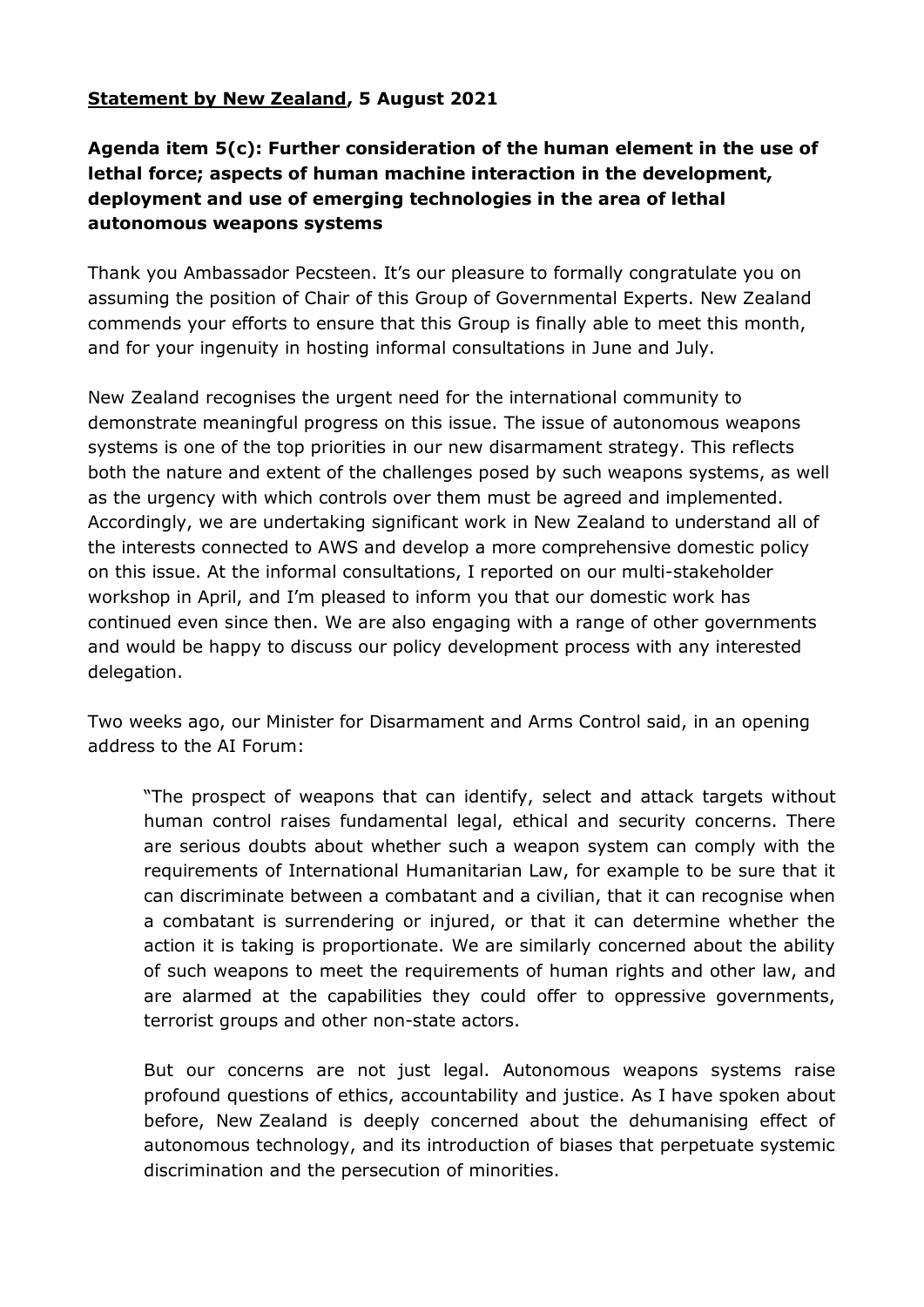**<u>Statement by New Zealand</u>, 5 August 2021**

**Agenda item 5(c): Further consideration of the human element in the use of lethal force; aspects of human machine interaction in the development, deployment and use of emerging technologies in the area of lethal autonomous weapons systems**

Thank you Ambassador Pecsteen. It's our pleasure to formally congratulate you on assuming the position of Chair of this Group of Governmental Experts. New Zealand commends your efforts to ensure that this Group is finally able to meet this month, and for your ingenuity in hosting informal consultations in June and July.

New Zealand recognises the urgent need for the international community to demonstrate meaningful progress on this issue. The issue of autonomous weapons systems is one of the top priorities in our new disarmament strategy. This reflects both the nature and extent of the challenges posed by such weapons systems, as well as the urgency with which controls over them must be agreed and implemented. Accordingly, we are undertaking significant work in New Zealand to understand all of the interests connected to AWS and develop a more comprehensive domestic policy on this issue. At the informal consultations, I reported on our multi-stakeholder workshop in April, and I'm pleased to inform you that our domestic work has continued even since then. We are also engaging with a range of other governments and would be happy to discuss our policy development process with any interested delegation.

Two weeks ago, our Minister for Disarmament and Arms Control said, in an opening address to the AI Forum:

> "The prospect of weapons that can identify, select and attack targets without human control raises fundamental legal, ethical and security concerns. There are serious doubts about whether such a weapon system can comply with the requirements of International Humanitarian Law, for example to be sure that it can discriminate between a combatant and a civilian, that it can recognise when a combatant is surrendering or injured, or that it can determine whether the action it is taking is proportionate. We are similarly concerned about the ability of such weapons to meet the requirements of human rights and other law, and are alarmed at the capabilities they could offer to oppressive governments, terrorist groups and other non-state actors.
>
> But our concerns are not just legal. Autonomous weapons systems raise profound questions of ethics, accountability and justice. As I have spoken about before, New Zealand is deeply concerned about the dehumanising effect of autonomous technology, and its introduction of biases that perpetuate systemic discrimination and the persecution of minorities.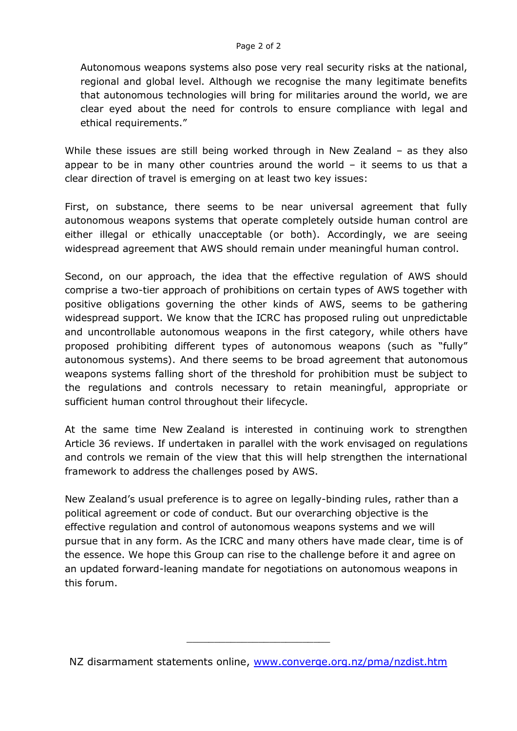Autonomous weapons systems also pose very real security risks at the national, regional and global level. Although we recognise the many legitimate benefits that autonomous technologies will bring for militaries around the world, we are clear eyed about the need for controls to ensure compliance with legal and ethical requirements."

While these issues are still being worked through in New Zealand – as they also appear to be in many other countries around the world – it seems to us that a clear direction of travel is emerging on at least two key issues:

First, on substance, there seems to be near universal agreement that fully autonomous weapons systems that operate completely outside human control are either illegal or ethically unacceptable (or both). Accordingly, we are seeing widespread agreement that AWS should remain under meaningful human control.

Second, on our approach, the idea that the effective regulation of AWS should comprise a two-tier approach of prohibitions on certain types of AWS together with positive obligations governing the other kinds of AWS, seems to be gathering widespread support. We know that the ICRC has proposed ruling out unpredictable and uncontrollable autonomous weapons in the first category, while others have proposed prohibiting different types of autonomous weapons (such as "fully" autonomous systems). And there seems to be broad agreement that autonomous weapons systems falling short of the threshold for prohibition must be subject to the regulations and controls necessary to retain meaningful, appropriate or sufficient human control throughout their lifecycle.

At the same time New Zealand is interested in continuing work to strengthen Article 36 reviews. If undertaken in parallel with the work envisaged on regulations and controls we remain of the view that this will help strengthen the international framework to address the challenges posed by AWS.

New Zealand's usual preference is to agree on legally-binding rules, rather than a political agreement or code of conduct. But our overarching objective is the effective regulation and control of autonomous weapons systems and we will pursue that in any form. As the ICRC and many others have made clear, time is of the essence. We hope this Group can rise to the challenge before it and agree on an updated forward-leaning mandate for negotiations on autonomous weapons in this forum.

---

NZ disarmament statements online, [www.converge.org.nz/pma/nzdist.htm](http://www.converge.org.nz/pma/nzdist.htm)